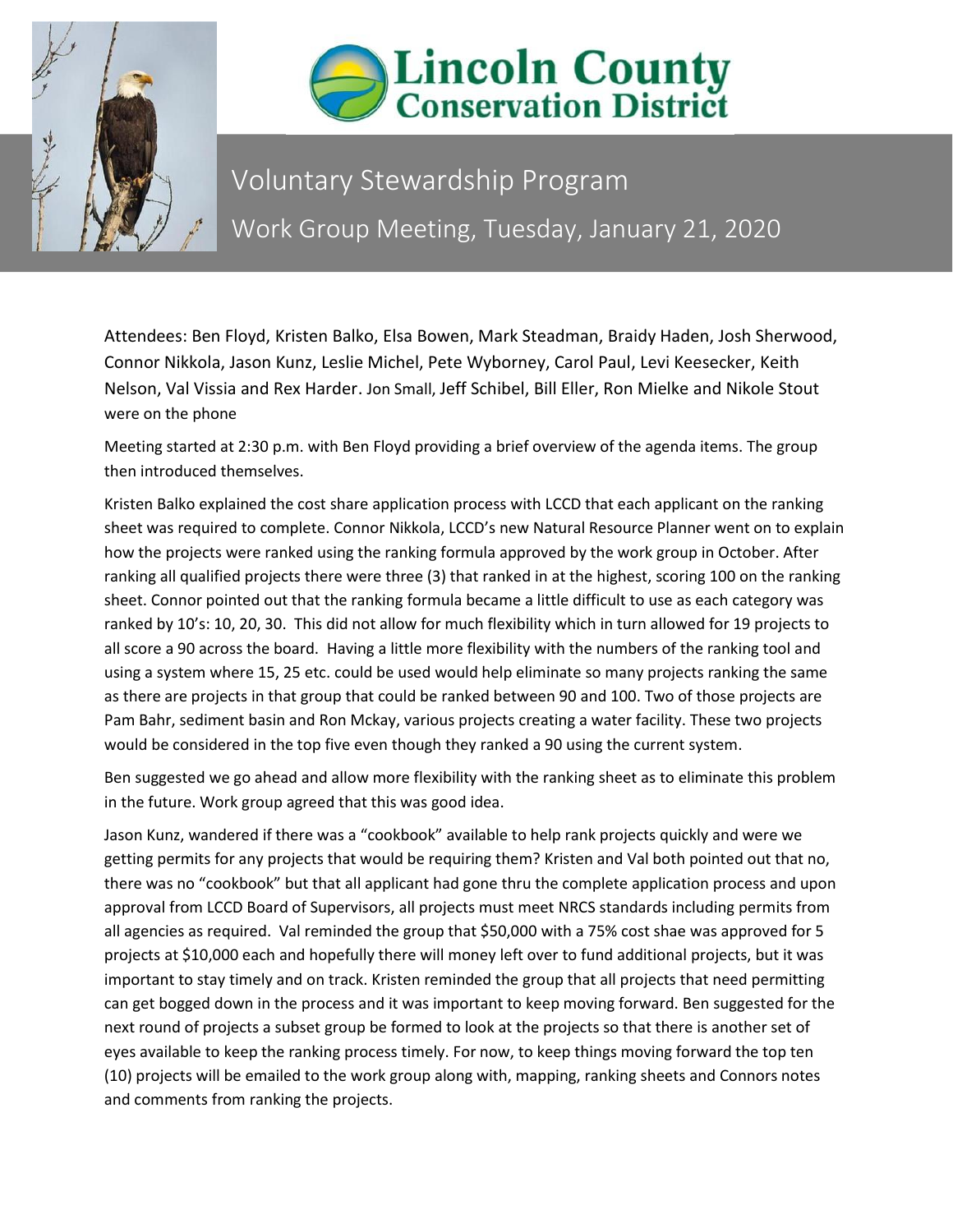# Lincoln County Conservation District

## Voluntary Stewardship Program

## Work Group Meeting, Tuesday, January 21, 2020

Attendees: Ben Floyd, Kristen Balko, Elsa Bowen, Mark Steadman, Braidy Haden, Josh Sherwood, Connor Nikkola, Jason Kunz, Leslie Michel, Pete Wyborney, Carol Paul, Levi Keesecker, Keith Nelson, Val Vissia and Rex Harder. Jon Small, Jeff Schibel, Bill Eller, Ron Mielke and Nikole Stout were on the phone

Meeting started at 2:30 p.m. with Ben Floyd providing a brief overview of the agenda items. The group then introduced themselves.

Kristen Balko explained the cost share application process with LCCD that each applicant on the ranking sheet was required to complete. Connor Nikkola, LCCD's new Natural Resource Planner went on to explain how the projects were ranked using the ranking formula approved by the work group in October. After ranking all qualified projects there were three (3) that ranked in at the highest, scoring 100 on the ranking sheet. Connor pointed out that the ranking formula became a little difficult to use as each category was ranked by 10's: 10, 20, 30. This did not allow for much flexibility which in turn allowed for 19 projects to all score a 90 across the board. Having a little more flexibility with the numbers of the ranking tool and using a system where 15, 25 etc. could be used would help eliminate so many projects ranking the same as there are projects in that group that could be ranked between 90 and 100. Two of those projects are Pam Bahr, sediment basin and Ron Mckay, various projects creating a water facility. These two projects would be considered in the top five even though they ranked a 90 using the current system.

Ben suggested we go ahead and allow more flexibility with the ranking sheet as to eliminate this problem in the future. Work group agreed that this was good idea.

Jason Kunz, wandered if there was a "cookbook" available to help rank projects quickly and were we getting permits for any projects that would be requiring them? Kristen and Val both pointed out that no, there was no "cookbook" but that all applicant had gone thru the complete application process and upon approval from LCCD Board of Supervisors, all projects must meet NRCS standards including permits from all agencies as required. Val reminded the group that $50,000 with a 75% cost shae was approved for 5 projects at $10,000 each and hopefully there will money left over to fund additional projects, but it was important to stay timely and on track. Kristen reminded the group that all projects that need permitting can get bogged down in the process and it was important to keep moving forward. Ben suggested for the next round of projects a subset group be formed to look at the projects so that there is another set of eyes available to keep the ranking process timely. For now, to keep things moving forward the top ten (10) projects will be emailed to the work group along with, mapping, ranking sheets and Connors notes and comments from ranking the projects.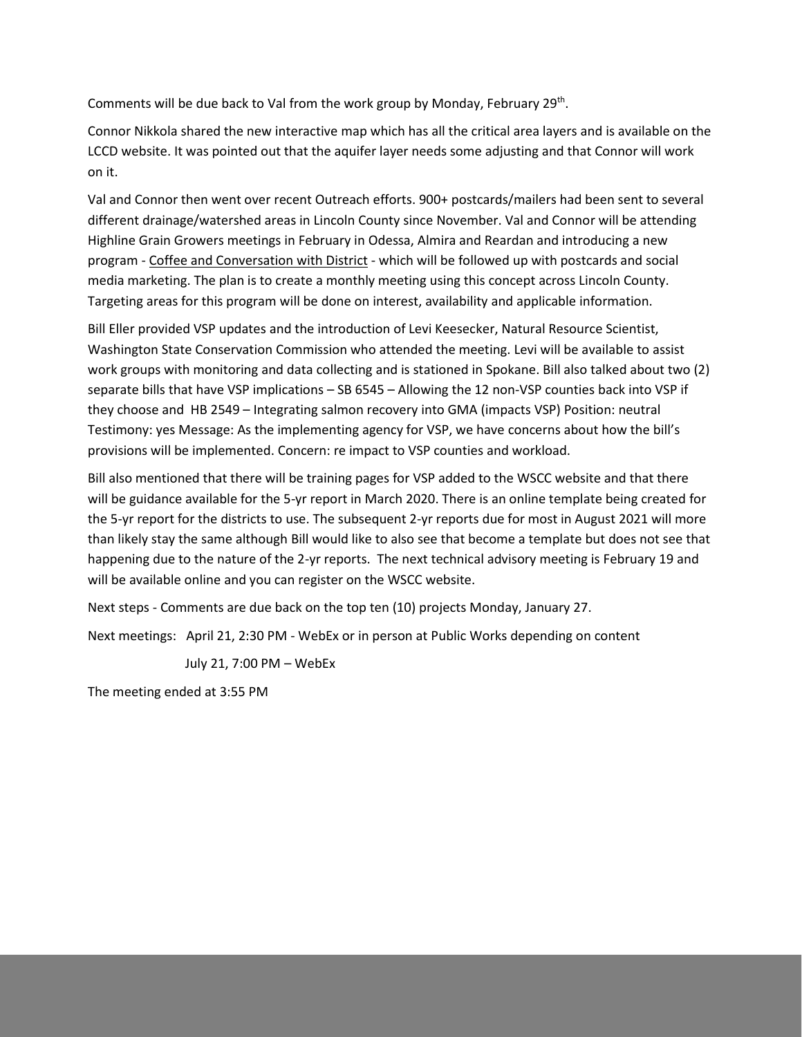Comments will be due back to Val from the work group by Monday, February 29th.

Connor Nikkola shared the new interactive map which has all the critical area layers and is available on the LCCD website. It was pointed out that the aquifer layer needs some adjusting and that Connor will work on it.

Val and Connor then went over recent Outreach efforts. 900+ postcards/mailers had been sent to several different drainage/watershed areas in Lincoln County since November. Val and Connor will be attending Highline Grain Growers meetings in February in Odessa, Almira and Reardan and introducing a new program - Coffee and Conversation with District - which will be followed up with postcards and social media marketing. The plan is to create a monthly meeting using this concept across Lincoln County. Targeting areas for this program will be done on interest, availability and applicable information.

Bill Eller provided VSP updates and the introduction of Levi Keesecker, Natural Resource Scientist, Washington State Conservation Commission who attended the meeting. Levi will be available to assist work groups with monitoring and data collecting and is stationed in Spokane. Bill also talked about two (2) separate bills that have VSP implications – SB 6545 – Allowing the 12 non-VSP counties back into VSP if they choose and HB 2549 – Integrating salmon recovery into GMA (impacts VSP) Position: neutral Testimony: yes Message: As the implementing agency for VSP, we have concerns about how the bill's provisions will be implemented. Concern: re impact to VSP counties and workload.

Bill also mentioned that there will be training pages for VSP added to the WSCC website and that there will be guidance available for the 5-yr report in March 2020. There is an online template being created for the 5-yr report for the districts to use. The subsequent 2-yr reports due for most in August 2021 will more than likely stay the same although Bill would like to also see that become a template but does not see that happening due to the nature of the 2-yr reports. The next technical advisory meeting is February 19 and will be available online and you can register on the WSCC website.

Next steps - Comments are due back on the top ten (10) projects Monday, January 27.

Next meetings: April 21, 2:30 PM - WebEx or in person at Public Works depending on content

July 21, 7:00 PM – WebEx

The meeting ended at 3:55 PM